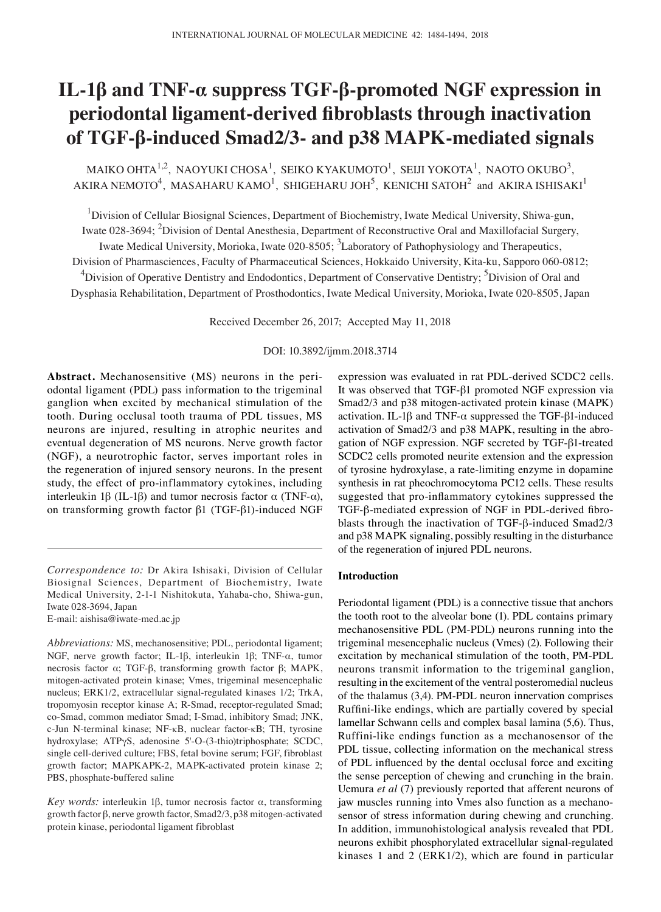# IL-1β and TNF-α suppress TGF-β-promoted NGF expression in periodontal ligament-derived fibroblasts through inactivation of TGF-β-induced Smad2/3- and p38 MAPK-mediated signals

MAIKO OHTA[1,2], NAOYUKI CHOSA[1], SEIKO KYAKUMOTO[1], SEIJI YOKOTA[1], NAOTO OKUBO[3], AKIRA NEMOTO[4], MASAHARU KAMO[1], SHIGEHARU JOH[5], KENICHI SATOH[2] and AKIRA ISHISAKI[1]

[1]Division of Cellular Biosignal Sciences, Department of Biochemistry, Iwate Medical University, Shiwa-gun, Iwate 028-3694; [2]Division of Dental Anesthesia, Department of Reconstructive Oral and Maxillofacial Surgery, Iwate Medical University, Morioka, Iwate 020-8505; [3]Laboratory of Pathophysiology and Therapeutics, Division of Pharmasciences, Faculty of Pharmaceutical Sciences, Hokkaido University, Kita-ku, Sapporo 060-0812; [4]Division of Operative Dentistry and Endodontics, Department of Conservative Dentistry; [5]Division of Oral and Dysphasia Rehabilitation, Department of Prosthodontics, Iwate Medical University, Morioka, Iwate 020-8505, Japan

Received December 26, 2017; Accepted May 11, 2018

DOI: 10.3892/ijmm.2018.3714

**Abstract.** Mechanosensitive (MS) neurons in the periodontal ligament (PDL) pass information to the trigeminal ganglion when excited by mechanical stimulation of the tooth. During occlusal tooth trauma of PDL tissues, MS neurons are injured, resulting in atrophic neurites and eventual degeneration of MS neurons. Nerve growth factor (NGF), a neurotrophic factor, serves important roles in the regeneration of injured sensory neurons. In the present study, the effect of pro-inflammatory cytokines, including interleukin 1β (IL-1β) and tumor necrosis factor α (TNF-α), on transforming growth factor β1 (TGF-β1)-induced NGF expression was evaluated in rat PDL-derived SCDC2 cells. It was observed that TGF-β1 promoted NGF expression via Smad2/3 and p38 mitogen-activated protein kinase (MAPK) activation. IL-1β and TNF-α suppressed the TGF-β1-induced activation of Smad2/3 and p38 MAPK, resulting in the abrogation of NGF expression. NGF secreted by TGF-β1-treated SCDC2 cells promoted neurite extension and the expression of tyrosine hydroxylase, a rate-limiting enzyme in dopamine synthesis in rat pheochromocytoma PC12 cells. These results suggested that pro-inflammatory cytokines suppressed the TGF-β-mediated expression of NGF in PDL-derived fibroblasts through the inactivation of TGF-β-induced Smad2/3 and p38 MAPK signaling, possibly resulting in the disturbance of the regeneration of injured PDL neurons.

*Correspondence to:* Dr Akira Ishisaki, Division of Cellular Biosignal Sciences, Department of Biochemistry, Iwate Medical University, 2-1-1 Nishitokuta, Yahaba-cho, Shiwa-gun, Iwate 028-3694, Japan
E-mail: aishisa@iwate-med.ac.jp

*Abbreviations:* MS, mechanosensitive; PDL, periodontal ligament; NGF, nerve growth factor; IL-1β, interleukin 1β; TNF-α, tumor necrosis factor α; TGF-β, transforming growth factor β; MAPK, mitogen-activated protein kinase; Vmes, trigeminal mesencephalic nucleus; ERK1/2, extracellular signal-regulated kinases 1/2; TrkA, tropomyosin receptor kinase A; R-Smad, receptor-regulated Smad; co-Smad, common mediator Smad; I-Smad, inhibitory Smad; JNK, c-Jun N-terminal kinase; NF-κB, nuclear factor-κB; TH, tyrosine hydroxylase; ATPγS, adenosine 5'-O-(3-thio)triphosphate; SCDC, single cell-derived culture; FBS, fetal bovine serum; FGF, fibroblast growth factor; MAPKAPK-2, MAPK-activated protein kinase 2; PBS, phosphate-buffered saline

*Key words:* interleukin 1β, tumor necrosis factor α, transforming growth factor β, nerve growth factor, Smad2/3, p38 mitogen-activated protein kinase, periodontal ligament fibroblast

## Introduction

Periodontal ligament (PDL) is a connective tissue that anchors the tooth root to the alveolar bone (1). PDL contains primary mechanosensitive PDL (PM-PDL) neurons running into the trigeminal mesencephalic nucleus (Vmes) (2). Following their excitation by mechanical stimulation of the tooth, PM-PDL neurons transmit information to the trigeminal ganglion, resulting in the excitement of the ventral posteromedial nucleus of the thalamus (3,4). PM-PDL neuron innervation comprises Ruffini-like endings, which are partially covered by special lamellar Schwann cells and complex basal lamina (5,6). Thus, Ruffini-like endings function as a mechanosensor of the PDL tissue, collecting information on the mechanical stress of PDL influenced by the dental occlusal force and exciting the sense perception of chewing and crunching in the brain. Uemura *et al* (7) previously reported that afferent neurons of jaw muscles running into Vmes also function as a mechanosensor of stress information during chewing and crunching. In addition, immunohistological analysis revealed that PDL neurons exhibit phosphorylated extracellular signal-regulated kinases 1 and 2 (ERK1/2), which are found in particular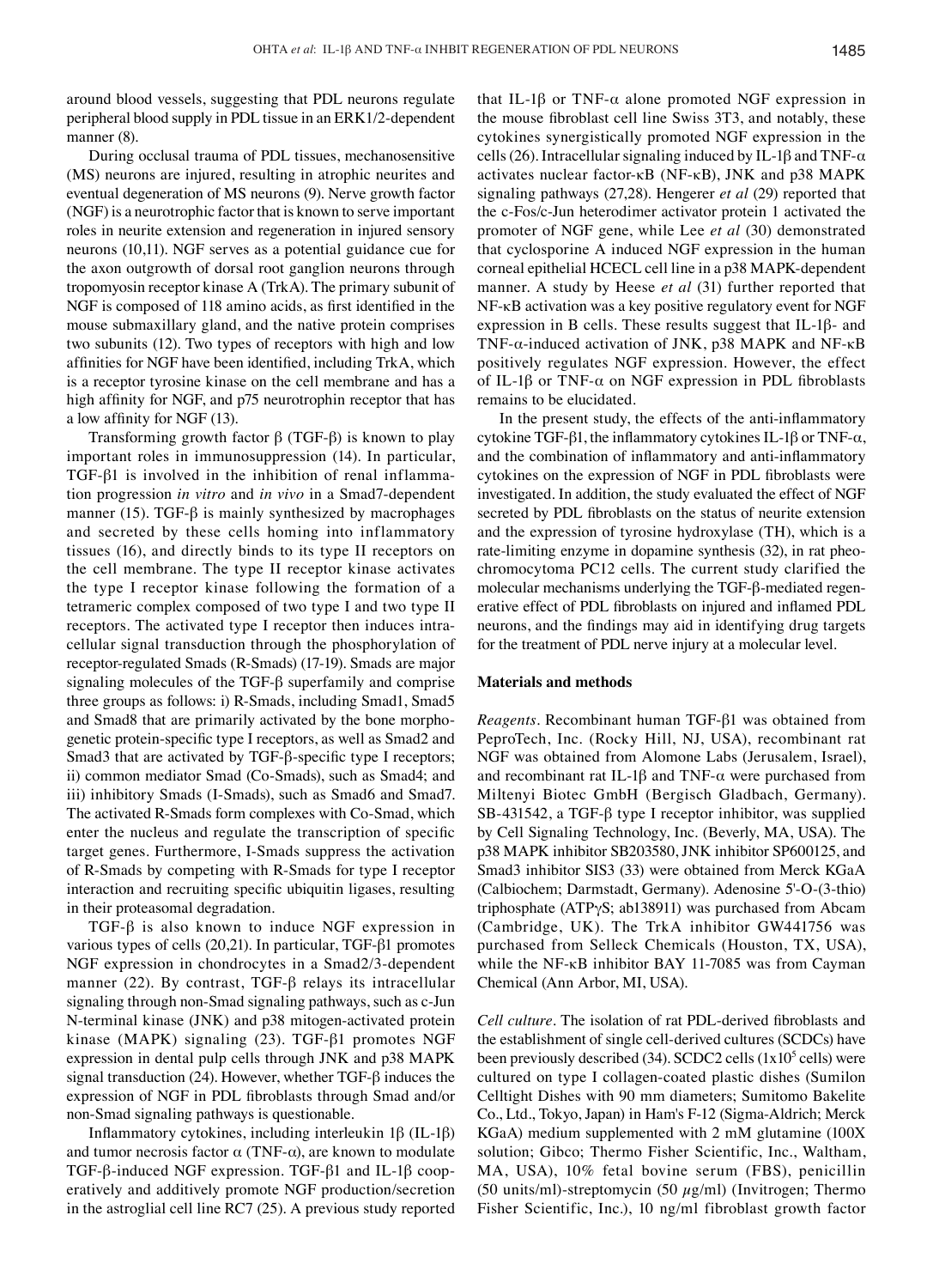around blood vessels, suggesting that PDL neurons regulate peripheral blood supply in PDL tissue in an ERK1/2-dependent manner (8).

During occlusal trauma of PDL tissues, mechanosensitive (MS) neurons are injured, resulting in atrophic neurites and eventual degeneration of MS neurons (9). Nerve growth factor (NGF) is a neurotrophic factor that is known to serve important roles in neurite extension and regeneration in injured sensory neurons (10,11). NGF serves as a potential guidance cue for the axon outgrowth of dorsal root ganglion neurons through tropomyosin receptor kinase A (TrkA). The primary subunit of NGF is composed of 118 amino acids, as first identified in the mouse submaxillary gland, and the native protein comprises two subunits (12). Two types of receptors with high and low affinities for NGF have been identified, including TrkA, which is a receptor tyrosine kinase on the cell membrane and has a high affinity for NGF, and p75 neurotrophin receptor that has a low affinity for NGF (13).

Transforming growth factor β (TGF-β) is known to play important roles in immunosuppression (14). In particular, TGF-β1 is involved in the inhibition of renal inflammation progression *in vitro* and *in vivo* in a Smad7-dependent manner (15). TGF-β is mainly synthesized by macrophages and secreted by these cells homing into inflammatory tissues (16), and directly binds to its type II receptors on the cell membrane. The type II receptor kinase activates the type I receptor kinase following the formation of a tetrameric complex composed of two type I and two type II receptors. The activated type I receptor then induces intracellular signal transduction through the phosphorylation of receptor-regulated Smads (R-Smads) (17-19). Smads are major signaling molecules of the TGF-β superfamily and comprise three groups as follows: i) R-Smads, including Smad1, Smad5 and Smad8 that are primarily activated by the bone morphogenetic protein-specific type I receptors, as well as Smad2 and Smad3 that are activated by TGF-β-specific type I receptors; ii) common mediator Smad (Co-Smads), such as Smad4; and iii) inhibitory Smads (I-Smads), such as Smad6 and Smad7. The activated R-Smads form complexes with Co-Smad, which enter the nucleus and regulate the transcription of specific target genes. Furthermore, I-Smads suppress the activation of R-Smads by competing with R-Smads for type I receptor interaction and recruiting specific ubiquitin ligases, resulting in their proteasomal degradation.

TGF-β is also known to induce NGF expression in various types of cells (20,21). In particular, TGF-β1 promotes NGF expression in chondrocytes in a Smad2/3-dependent manner (22). By contrast, TGF-β relays its intracellular signaling through non-Smad signaling pathways, such as c-Jun N-terminal kinase (JNK) and p38 mitogen-activated protein kinase (MAPK) signaling (23). TGF-β1 promotes NGF expression in dental pulp cells through JNK and p38 MAPK signal transduction (24). However, whether TGF-β induces the expression of NGF in PDL fibroblasts through Smad and/or non-Smad signaling pathways is questionable.

Inflammatory cytokines, including interleukin 1β (IL-1β) and tumor necrosis factor α (TNF-α), are known to modulate TGF-β-induced NGF expression. TGF-β1 and IL-1β cooperatively and additively promote NGF production/secretion in the astroglial cell line RC7 (25). A previous study reported that IL-1β or TNF-α alone promoted NGF expression in the mouse fibroblast cell line Swiss 3T3, and notably, these cytokines synergistically promoted NGF expression in the cells (26). Intracellular signaling induced by IL-1β and TNF-α activates nuclear factor-κB (NF-κB), JNK and p38 MAPK signaling pathways (27,28). Hengerer *et al* (29) reported that the c-Fos/c-Jun heterodimer activator protein 1 activated the promoter of NGF gene, while Lee *et al* (30) demonstrated that cyclosporine A induced NGF expression in the human corneal epithelial HCECL cell line in a p38 MAPK-dependent manner. A study by Heese *et al* (31) further reported that NF-κB activation was a key positive regulatory event for NGF expression in B cells. These results suggest that IL-1β- and TNF-α-induced activation of JNK, p38 MAPK and NF-κB positively regulates NGF expression. However, the effect of IL-1β or TNF-α on NGF expression in PDL fibroblasts remains to be elucidated.

In the present study, the effects of the anti-inflammatory cytokine TGF-β1, the inflammatory cytokines IL-1β or TNF-α, and the combination of inflammatory and anti-inflammatory cytokines on the expression of NGF in PDL fibroblasts were investigated. In addition, the study evaluated the effect of NGF secreted by PDL fibroblasts on the status of neurite extension and the expression of tyrosine hydroxylase (TH), which is a rate-limiting enzyme in dopamine synthesis (32), in rat pheochromocytoma PC12 cells. The current study clarified the molecular mechanisms underlying the TGF-β-mediated regenerative effect of PDL fibroblasts on injured and inflamed PDL neurons, and the findings may aid in identifying drug targets for the treatment of PDL nerve injury at a molecular level.

## Materials and methods

*Reagents.* Recombinant human TGF-β1 was obtained from PeproTech, Inc. (Rocky Hill, NJ, USA), recombinant rat NGF was obtained from Alomone Labs (Jerusalem, Israel), and recombinant rat IL-1β and TNF-α were purchased from Miltenyi Biotec GmbH (Bergisch Gladbach, Germany). SB-431542, a TGF-β type I receptor inhibitor, was supplied by Cell Signaling Technology, Inc. (Beverly, MA, USA). The p38 MAPK inhibitor SB203580, JNK inhibitor SP600125, and Smad3 inhibitor SIS3 (33) were obtained from Merck KGaA (Calbiochem; Darmstadt, Germany). Adenosine 5'-O-(3-thio) triphosphate (ATPγS; ab138911) was purchased from Abcam (Cambridge, UK). The TrkA inhibitor GW441756 was purchased from Selleck Chemicals (Houston, TX, USA), while the NF-κB inhibitor BAY 11-7085 was from Cayman Chemical (Ann Arbor, MI, USA).

*Cell culture.* The isolation of rat PDL-derived fibroblasts and the establishment of single cell-derived cultures (SCDCs) have been previously described (34). SCDC2 cells ($1x10^5$ cells) were cultured on type I collagen-coated plastic dishes (Sumilon Celltight Dishes with 90 mm diameters; Sumitomo Bakelite Co., Ltd., Tokyo, Japan) in Ham's F-12 (Sigma-Aldrich; Merck KGaA) medium supplemented with 2 mM glutamine (100X solution; Gibco; Thermo Fisher Scientific, Inc., Waltham, MA, USA), 10% fetal bovine serum (FBS), penicillin (50 units/ml)-streptomycin (50 µg/ml) (Invitrogen; Thermo Fisher Scientific, Inc.), 10 ng/ml fibroblast growth factor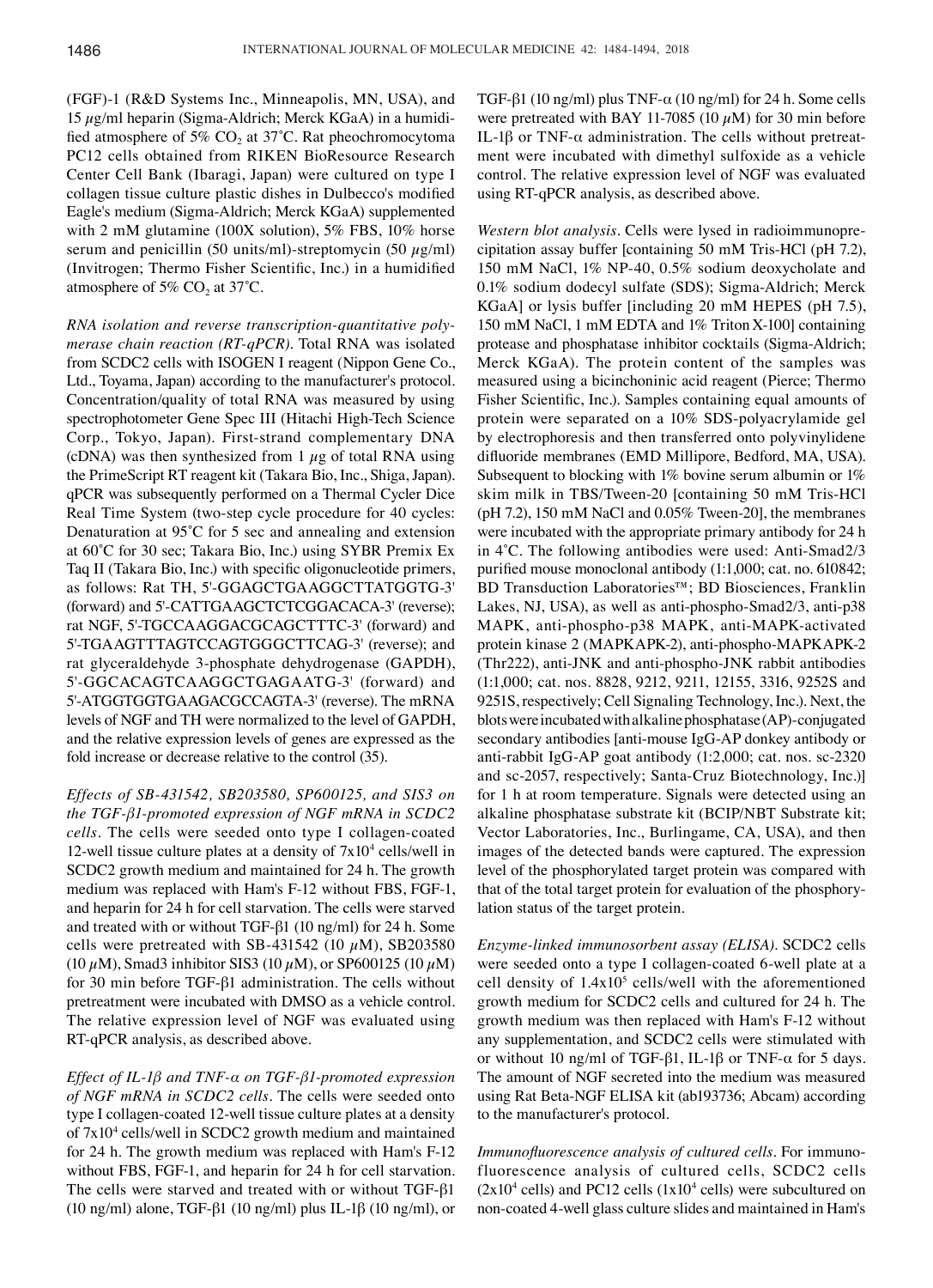(FGF)-1 (R&D Systems Inc., Minneapolis, MN, USA), and 15 µg/ml heparin (Sigma-Aldrich; Merck KGaA) in a humidified atmosphere of 5% $CO_2$ at 37˚C. Rat pheochromocytoma PC12 cells obtained from RIKEN BioResource Research Center Cell Bank (Ibaragi, Japan) were cultured on type I collagen tissue culture plastic dishes in Dulbecco's modified Eagle's medium (Sigma-Aldrich; Merck KGaA) supplemented with 2 mM glutamine (100X solution), 5% FBS, 10% horse serum and penicillin (50 units/ml)-streptomycin (50 µg/ml) (Invitrogen; Thermo Fisher Scientific, Inc.) in a humidified atmosphere of 5% $CO_2$ at 37˚C.

*RNA isolation and reverse transcription-quantitative polymerase chain reaction (RT-qPCR).* Total RNA was isolated from SCDC2 cells with ISOGEN I reagent (Nippon Gene Co., Ltd., Toyama, Japan) according to the manufacturer's protocol. Concentration/quality of total RNA was measured by using spectrophotometer Gene Spec III (Hitachi High-Tech Science Corp., Tokyo, Japan). First-strand complementary DNA (cDNA) was then synthesized from 1 µg of total RNA using the PrimeScript RT reagent kit (Takara Bio, Inc., Shiga, Japan). qPCR was subsequently performed on a Thermal Cycler Dice Real Time System (two-step cycle procedure for 40 cycles: Denaturation at 95˚C for 5 sec and annealing and extension at 60˚C for 30 sec; Takara Bio, Inc.) using SYBR Premix Ex Taq II (Takara Bio, Inc.) with specific oligonucleotide primers, as follows: Rat TH, 5'-GGAGCTGAAGGCTTATGGTG-3' (forward) and 5'-CATTGAAGCTCTCGGACACA-3' (reverse); rat NGF, 5'-TGCCAAGGACGCAGCTTTC-3' (forward) and 5'-TGAAGTTTAGTCCAGTGGGCTTCAG-3' (reverse); and rat glyceraldehyde 3-phosphate dehydrogenase (GAPDH), 5'-GGCACAGTCAAGGCTGAGAATG-3' (forward) and 5'-ATGGTGGTGAAGACGCCAGTA-3' (reverse). The mRNA levels of NGF and TH were normalized to the level of GAPDH, and the relative expression levels of genes are expressed as the fold increase or decrease relative to the control (35).

*Effects of SB-431542, SB203580, SP600125, and SIS3 on the TGF-β1-promoted expression of NGF mRNA in SCDC2 cells.* The cells were seeded onto type I collagen-coated 12-well tissue culture plates at a density of $7x10^4$ cells/well in SCDC2 growth medium and maintained for 24 h. The growth medium was replaced with Ham's F-12 without FBS, FGF-1, and heparin for 24 h for cell starvation. The cells were starved and treated with or without TGF-β1 (10 ng/ml) for 24 h. Some cells were pretreated with SB-431542 (10 µM), SB203580 (10 µM), Smad3 inhibitor SIS3 (10 µM), or SP600125 (10 µM) for 30 min before TGF-β1 administration. The cells without pretreatment were incubated with DMSO as a vehicle control. The relative expression level of NGF was evaluated using RT-qPCR analysis, as described above.

*Effect of IL-1β and TNF-α on TGF-β1-promoted expression of NGF mRNA in SCDC2 cells.* The cells were seeded onto type I collagen-coated 12-well tissue culture plates at a density of $7x10^4$ cells/well in SCDC2 growth medium and maintained for 24 h. The growth medium was replaced with Ham's F-12 without FBS, FGF-1, and heparin for 24 h for cell starvation. The cells were starved and treated with or without TGF-β1 (10 ng/ml) alone, TGF-β1 (10 ng/ml) plus IL-1β (10 ng/ml), or TGF-β1 (10 ng/ml) plus TNF-α (10 ng/ml) for 24 h. Some cells were pretreated with BAY 11-7085 (10 µM) for 30 min before IL-1β or TNF-α administration. The cells without pretreatment were incubated with dimethyl sulfoxide as a vehicle control. The relative expression level of NGF was evaluated using RT-qPCR analysis, as described above.

*Western blot analysis.* Cells were lysed in radioimmunoprecipitation assay buffer [containing 50 mM Tris-HCl (pH 7.2), 150 mM NaCl, 1% NP-40, 0.5% sodium deoxycholate and 0.1% sodium dodecyl sulfate (SDS); Sigma-Aldrich; Merck KGaA] or lysis buffer [including 20 mM HEPES (pH 7.5), 150 mM NaCl, 1 mM EDTA and 1% Triton X-100] containing protease and phosphatase inhibitor cocktails (Sigma-Aldrich; Merck KGaA). The protein content of the samples was measured using a bicinchoninic acid reagent (Pierce; Thermo Fisher Scientific, Inc.). Samples containing equal amounts of protein were separated on a 10% SDS-polyacrylamide gel by electrophoresis and then transferred onto polyvinylidene difluoride membranes (EMD Millipore, Bedford, MA, USA). Subsequent to blocking with 1% bovine serum albumin or 1% skim milk in TBS/Tween-20 [containing 50 mM Tris-HCl (pH 7.2), 150 mM NaCl and 0.05% Tween-20], the membranes were incubated with the appropriate primary antibody for 24 h in 4˚C. The following antibodies were used: Anti-Smad2/3 purified mouse monoclonal antibody (1:1,000; cat. no. 610842; BD Transduction Laboratories™; BD Biosciences, Franklin Lakes, NJ, USA), as well as anti-phospho-Smad2/3, anti-p38 MAPK, anti-phospho-p38 MAPK, anti-MAPK-activated protein kinase 2 (MAPKAPK-2), anti-phospho-MAPKAPK-2 (Thr222), anti-JNK and anti-phospho-JNK rabbit antibodies (1:1,000; cat. nos. 8828, 9212, 9211, 12155, 3316, 9252S and 9251S, respectively; Cell Signaling Technology, Inc.). Next, the blots were incubated with alkaline phosphatase (AP)-conjugated secondary antibodies [anti-mouse IgG-AP donkey antibody or anti-rabbit IgG-AP goat antibody (1:2,000; cat. nos. sc-2320 and sc-2057, respectively; Santa-Cruz Biotechnology, Inc.)] for 1 h at room temperature. Signals were detected using an alkaline phosphatase substrate kit (BCIP/NBT Substrate kit; Vector Laboratories, Inc., Burlingame, CA, USA), and then images of the detected bands were captured. The expression level of the phosphorylated target protein was compared with that of the total target protein for evaluation of the phosphorylation status of the target protein.

*Enzyme-linked immunosorbent assay (ELISA).* SCDC2 cells were seeded onto a type I collagen-coated 6-well plate at a cell density of $1.4x10^5$ cells/well with the aforementioned growth medium for SCDC2 cells and cultured for 24 h. The growth medium was then replaced with Ham's F-12 without any supplementation, and SCDC2 cells were stimulated with or without 10 ng/ml of TGF-β1, IL-1β or TNF-α for 5 days. The amount of NGF secreted into the medium was measured using Rat Beta-NGF ELISA kit (ab193736; Abcam) according to the manufacturer's protocol.

*Immunofluorescence analysis of cultured cells.* For immunofluorescence analysis of cultured cells, SCDC2 cells ($2x10^4$ cells) and PC12 cells ($1x10^4$ cells) were subcultured on non-coated 4-well glass culture slides and maintained in Ham's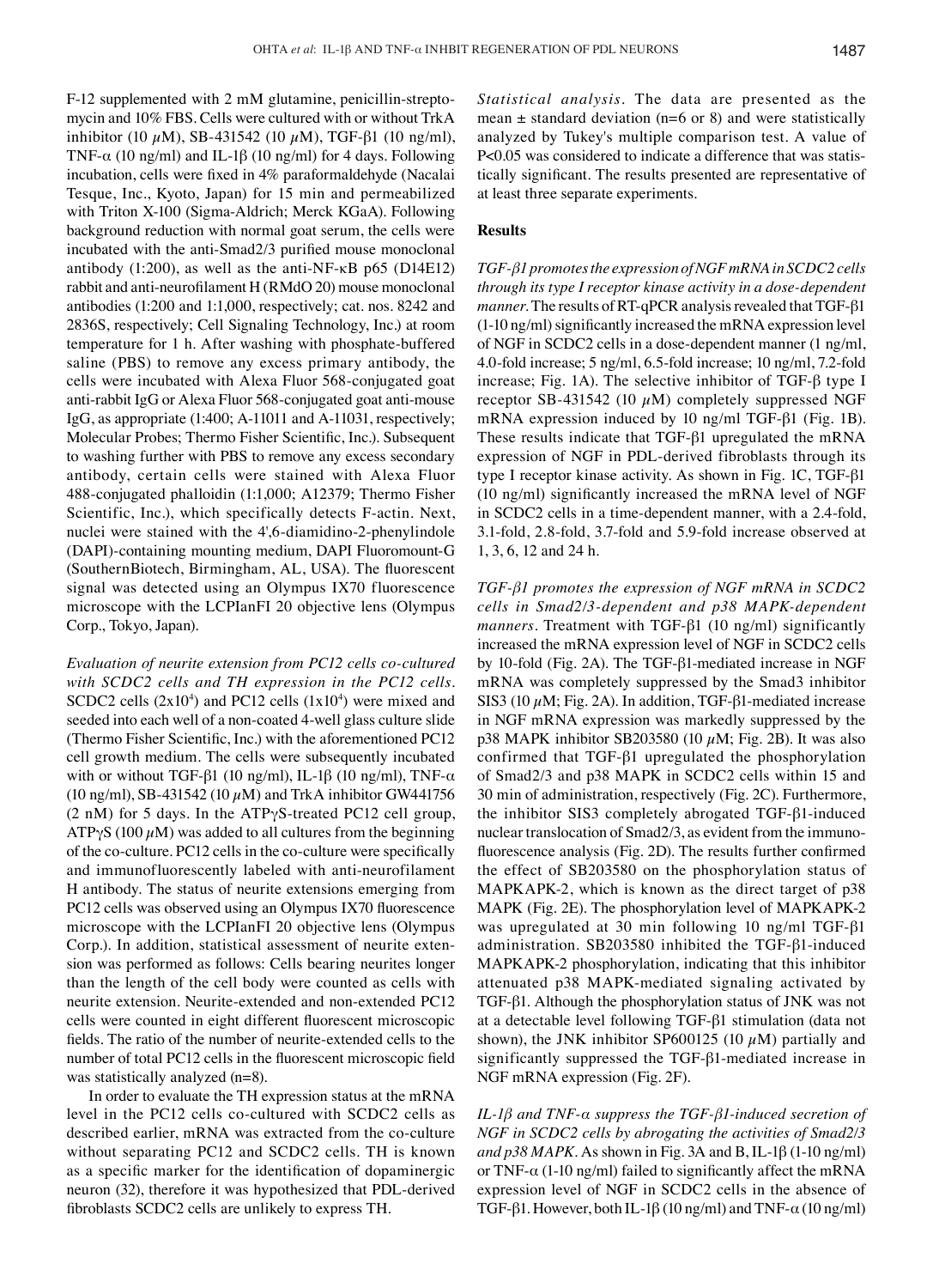F-12 supplemented with 2 mM glutamine, penicillin-streptomycin and 10% FBS. Cells were cultured with or without TrkA inhibitor (10 $\mu$M), SB-431542 (10 $\mu$M), TGF-β1 (10 ng/ml), TNF-α (10 ng/ml) and IL-1β (10 ng/ml) for 4 days. Following incubation, cells were fixed in 4% paraformaldehyde (Nacalai Tesque, Inc., Kyoto, Japan) for 15 min and permeabilized with Triton X-100 (Sigma-Aldrich; Merck KGaA). Following background reduction with normal goat serum, the cells were incubated with the anti-Smad2/3 purified mouse monoclonal antibody (1:200), as well as the anti-NF-κB p65 (D14E12) rabbit and anti-neurofilament H (RMdO 20) mouse monoclonal antibodies (1:200 and 1:1,000, respectively; cat. nos. 8242 and 2836S, respectively; Cell Signaling Technology, Inc.) at room temperature for 1 h. After washing with phosphate-buffered saline (PBS) to remove any excess primary antibody, the cells were incubated with Alexa Fluor 568-conjugated goat anti-rabbit IgG or Alexa Fluor 568-conjugated goat anti-mouse IgG, as appropriate (1:400; A-11011 and A-11031, respectively; Molecular Probes; Thermo Fisher Scientific, Inc.). Subsequent to washing further with PBS to remove any excess secondary antibody, certain cells were stained with Alexa Fluor 488-conjugated phalloidin (1:1,000; A12379; Thermo Fisher Scientific, Inc.), which specifically detects F-actin. Next, nuclei were stained with the 4',6-diamidino-2-phenylindole (DAPI)-containing mounting medium, DAPI Fluoromount-G (SouthernBiotech, Birmingham, AL, USA). The fluorescent signal was detected using an Olympus IX70 fluorescence microscope with the LCPIanFI 20 objective lens (Olympus Corp., Tokyo, Japan).

*Evaluation of neurite extension from PC12 cells co-cultured with SCDC2 cells and TH expression in the PC12 cells.* SCDC2 cells ($2 \times 10^4$) and PC12 cells ($1 \times 10^4$) were mixed and seeded into each well of a non-coated 4-well glass culture slide (Thermo Fisher Scientific, Inc.) with the aforementioned PC12 cell growth medium. The cells were subsequently incubated with or without TGF-β1 (10 ng/ml), IL-1β (10 ng/ml), TNF-α (10 ng/ml), SB-431542 (10 $\mu$M) and TrkA inhibitor GW441756 (2 nM) for 5 days. In the ATPγS-treated PC12 cell group, ATPγS (100 $\mu$M) was added to all cultures from the beginning of the co-culture. PC12 cells in the co-culture were specifically and immunofluorescently labeled with anti-neurofilament H antibody. The status of neurite extensions emerging from PC12 cells was observed using an Olympus IX70 fluorescence microscope with the LCPIanFI 20 objective lens (Olympus Corp.). In addition, statistical assessment of neurite extension was performed as follows: Cells bearing neurites longer than the length of the cell body were counted as cells with neurite extension. Neurite-extended and non-extended PC12 cells were counted in eight different fluorescent microscopic fields. The ratio of the number of neurite-extended cells to the number of total PC12 cells in the fluorescent microscopic field was statistically analyzed (n=8).

In order to evaluate the TH expression status at the mRNA level in the PC12 cells co-cultured with SCDC2 cells as described earlier, mRNA was extracted from the co-culture without separating PC12 and SCDC2 cells. TH is known as a specific marker for the identification of dopaminergic neuron (32), therefore it was hypothesized that PDL-derived fibroblasts SCDC2 cells are unlikely to express TH.

*Statistical analysis.* The data are presented as the mean ± standard deviation (n=6 or 8) and were statistically analyzed by Tukey's multiple comparison test. A value of $P<0.05$ was considered to indicate a difference that was statistically significant. The results presented are representative of at least three separate experiments.

## Results

*TGF-β1 promotes the expression of NGF mRNA in SCDC2 cells through its type I receptor kinase activity in a dose-dependent manner.* The results of RT-qPCR analysis revealed that TGF-β1 (1-10 ng/ml) significantly increased the mRNA expression level of NGF in SCDC2 cells in a dose-dependent manner (1 ng/ml, 4.0-fold increase; 5 ng/ml, 6.5-fold increase; 10 ng/ml, 7.2-fold increase; Fig. 1A). The selective inhibitor of TGF-β type I receptor SB-431542 (10 $\mu$M) completely suppressed NGF mRNA expression induced by 10 ng/ml TGF-β1 (Fig. 1B). These results indicate that TGF-β1 upregulated the mRNA expression of NGF in PDL-derived fibroblasts through its type I receptor kinase activity. As shown in Fig. 1C, TGF-β1 (10 ng/ml) significantly increased the mRNA level of NGF in SCDC2 cells in a time-dependent manner, with a 2.4-fold, 3.1-fold, 2.8-fold, 3.7-fold and 5.9-fold increase observed at 1, 3, 6, 12 and 24 h.

*TGF-β1 promotes the expression of NGF mRNA in SCDC2 cells in Smad2/3-dependent and p38 MAPK-dependent manners.* Treatment with TGF-β1 (10 ng/ml) significantly increased the mRNA expression level of NGF in SCDC2 cells by 10-fold (Fig. 2A). The TGF-β1-mediated increase in NGF mRNA was completely suppressed by the Smad3 inhibitor SIS3 (10 $\mu$M; Fig. 2A). In addition, TGF-β1-mediated increase in NGF mRNA expression was markedly suppressed by the p38 MAPK inhibitor SB203580 (10 $\mu$M; Fig. 2B). It was also confirmed that TGF-β1 upregulated the phosphorylation of Smad2/3 and p38 MAPK in SCDC2 cells within 15 and 30 min of administration, respectively (Fig. 2C). Furthermore, the inhibitor SIS3 completely abrogated TGF-β1-induced nuclear translocation of Smad2/3, as evident from the immunofluorescence analysis (Fig. 2D). The results further confirmed the effect of SB203580 on the phosphorylation status of MAPKAPK-2, which is known as the direct target of p38 MAPK (Fig. 2E). The phosphorylation level of MAPKAPK-2 was upregulated at 30 min following 10 ng/ml TGF-β1 administration. SB203580 inhibited the TGF-β1-induced MAPKAPK-2 phosphorylation, indicating that this inhibitor attenuated p38 MAPK-mediated signaling activated by TGF-β1. Although the phosphorylation status of JNK was not at a detectable level following TGF-β1 stimulation (data not shown), the JNK inhibitor SP600125 (10 $\mu$M) partially and significantly suppressed the TGF-β1-mediated increase in NGF mRNA expression (Fig. 2F).

*IL-1β and TNF-α suppress the TGF-β1-induced secretion of NGF in SCDC2 cells by abrogating the activities of Smad2/3 and p38 MAPK.* As shown in Fig. 3A and B, IL-1β (1-10 ng/ml) or TNF-α (1-10 ng/ml) failed to significantly affect the mRNA expression level of NGF in SCDC2 cells in the absence of TGF-β1. However, both IL-1β (10 ng/ml) and TNF-α (10 ng/ml)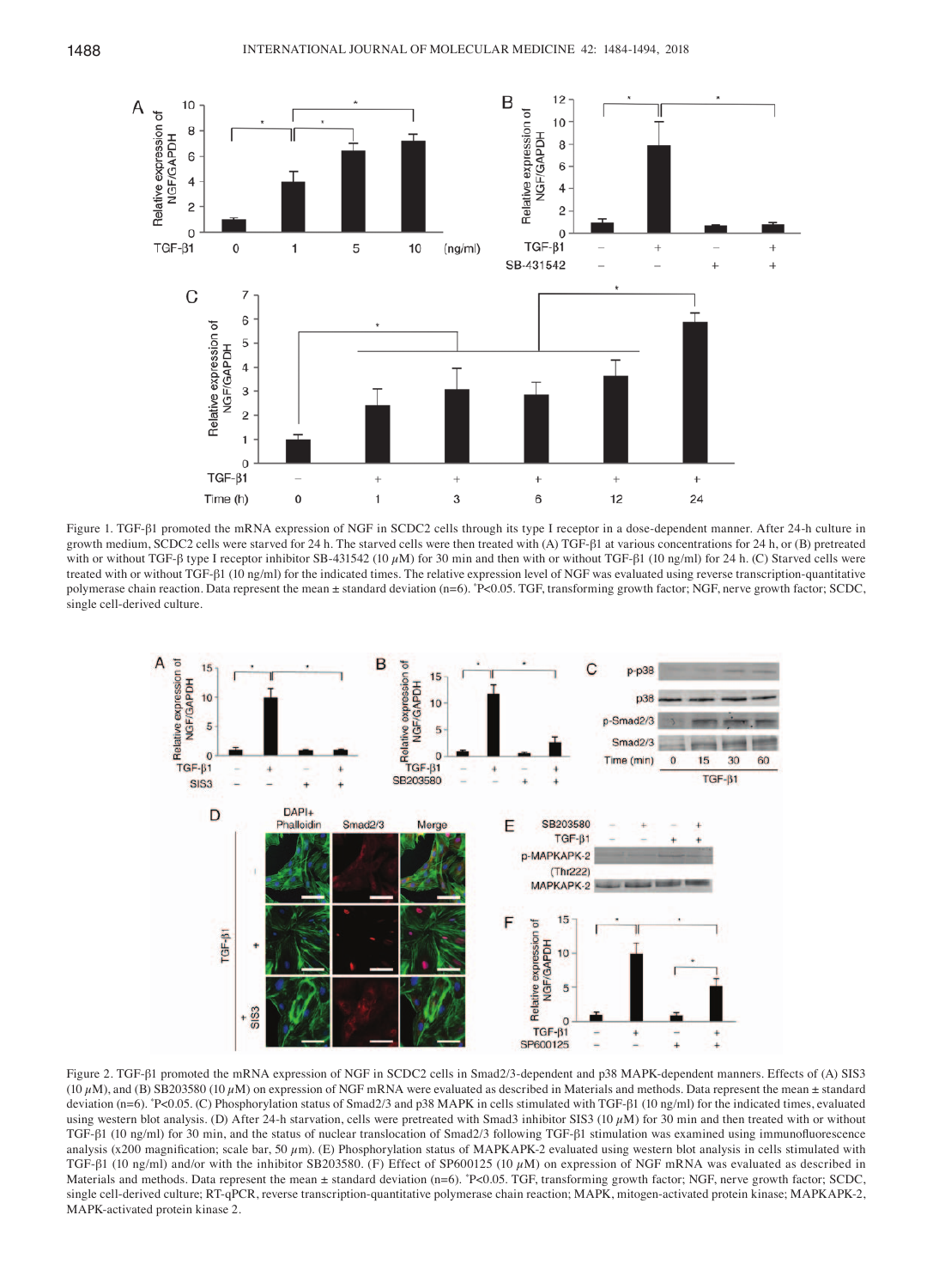Figure 1. TGF-β1 promoted the mRNA expression of NGF in SCDC2 cells through its type I receptor in a dose-dependent manner. After 24-h culture in growth medium, SCDC2 cells were starved for 24 h. The starved cells were then treated with (A) TGF-β1 at various concentrations for 24 h, or (B) pretreated with or without TGF-β type I receptor inhibitor SB-431542 (10 $\mu$M) for 30 min and then with or without TGF-β1 (10 ng/ml) for 24 h. (C) Starved cells were treated with or without TGF-β1 (10 ng/ml) for the indicated times. The relative expression level of NGF was evaluated using reverse transcription-quantitative polymerase chain reaction. Data represent the mean ± standard deviation (n=6). *P<0.05. TGF, transforming growth factor; NGF, nerve growth factor; SCDC, single cell-derived culture.

Figure 2. TGF-β1 promoted the mRNA expression of NGF in SCDC2 cells in Smad2/3-dependent and p38 MAPK-dependent manners. Effects of (A) SIS3 (10 $\mu$M), and (B) SB203580 (10 $\mu$M) on expression of NGF mRNA were evaluated as described in Materials and methods. Data represent the mean ± standard deviation (n=6). *P<0.05. (C) Phosphorylation status of Smad2/3 and p38 MAPK in cells stimulated with TGF-β1 (10 ng/ml) for the indicated times, evaluated using western blot analysis. (D) After 24-h starvation, cells were pretreated with Smad3 inhibitor SIS3 (10 $\mu$M) for 30 min and then treated with or without TGF-β1 (10 ng/ml) for 30 min, and the status of nuclear translocation of Smad2/3 following TGF-β1 stimulation was examined using immunofluorescence analysis (x200 magnification; scale bar, 50 $\mu$m). (E) Phosphorylation status of MAPKAPK-2 evaluated using western blot analysis in cells stimulated with TGF-β1 (10 ng/ml) and/or with the inhibitor SB203580. (F) Effect of SP600125 (10 $\mu$M) on expression of NGF mRNA was evaluated as described in Materials and methods. Data represent the mean ± standard deviation (n=6). *P<0.05. TGF, transforming growth factor; NGF, nerve growth factor; SCDC, single cell-derived culture; RT-qPCR, reverse transcription-quantitative polymerase chain reaction; MAPK, mitogen-activated protein kinase; MAPKAPK-2, MAPK-activated protein kinase 2.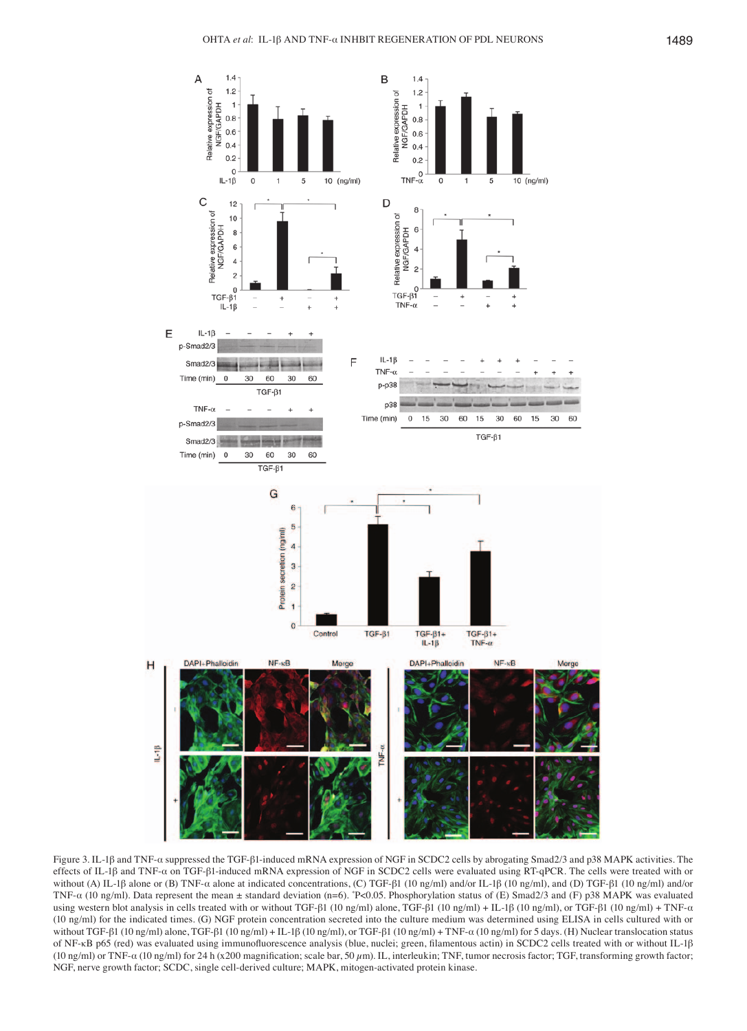Figure 3. IL-1β and TNF-α suppressed the TGF-β1-induced mRNA expression of NGF in SCDC2 cells by abrogating Smad2/3 and p38 MAPK activities. The effects of IL-1β and TNF-α on TGF-β1-induced mRNA expression of NGF in SCDC2 cells were evaluated using RT-qPCR. The cells were treated with or without (A) IL-1β alone or (B) TNF-α alone at indicated concentrations, (C) TGF-β1 (10 ng/ml) and/or IL-1β (10 ng/ml), and (D) TGF-β1 (10 ng/ml) and/or TNF-α (10 ng/ml). Data represent the mean ± standard deviation (n=6). *P<0.05. Phosphorylation status of (E) Smad2/3 and (F) p38 MAPK was evaluated using western blot analysis in cells treated with or without TGF-β1 (10 ng/ml) alone, TGF-β1 (10 ng/ml) + IL-1β (10 ng/ml), or TGF-β1 (10 ng/ml) + TNF-α (10 ng/ml) for the indicated times. (G) NGF protein concentration secreted into the culture medium was determined using ELISA in cells cultured with or without TGF-β1 (10 ng/ml) alone, TGF-β1 (10 ng/ml) + IL-1β (10 ng/ml), or TGF-β1 (10 ng/ml) + TNF-α (10 ng/ml) for 5 days. (H) Nuclear translocation status of NF-κB p65 (red) was evaluated using immunofluorescence analysis (blue, nuclei; green, filamentous actin) in SCDC2 cells treated with or without IL-1β (10 ng/ml) or TNF-α (10 ng/ml) for 24 h (x200 magnification; scale bar, 50 µm). IL, interleukin; TNF, tumor necrosis factor; TGF, transforming growth factor; NGF, nerve growth factor; SCDC, single cell-derived culture; MAPK, mitogen-activated protein kinase.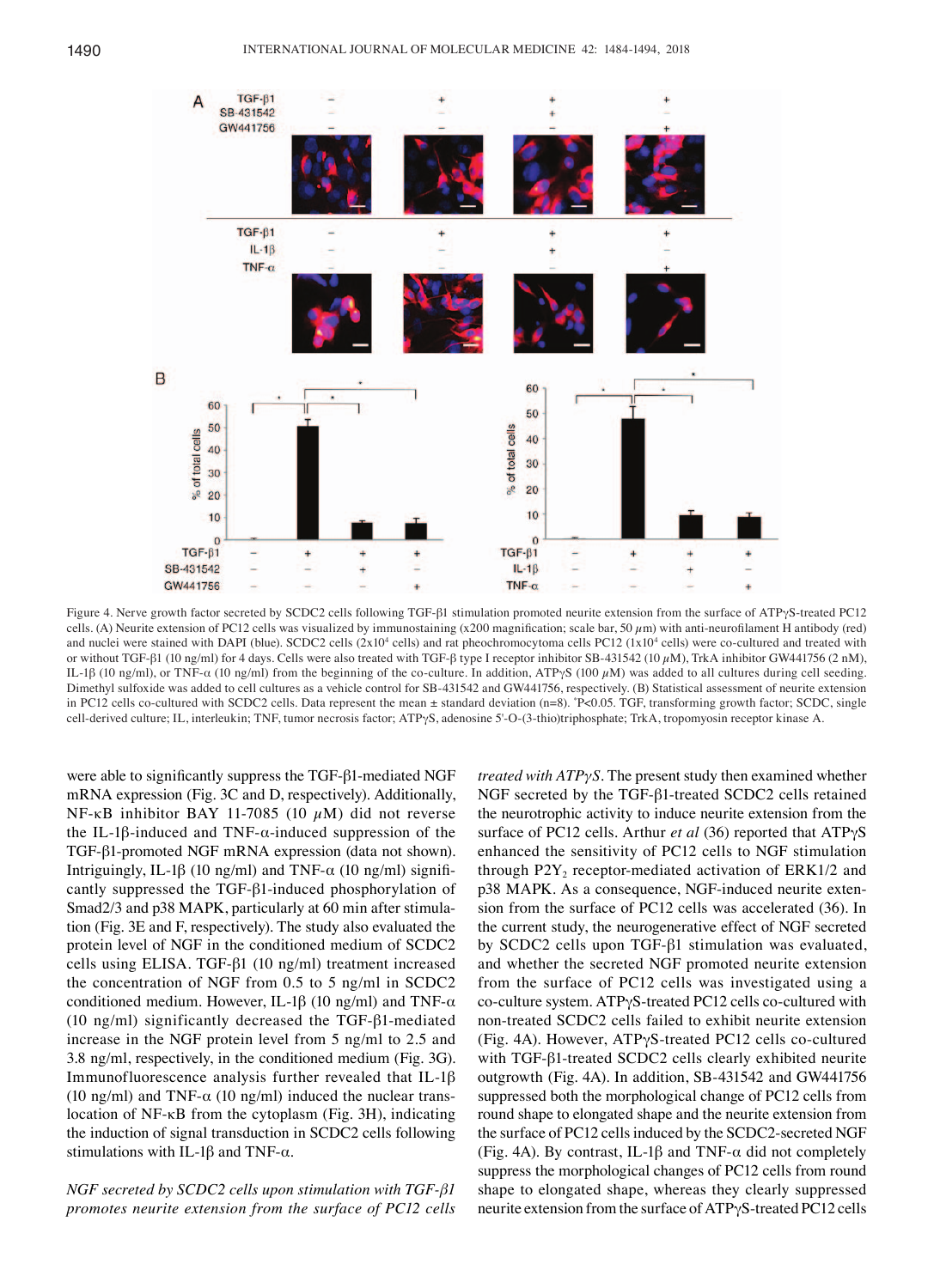Figure 4. Nerve growth factor secreted by SCDC2 cells following TGF-β1 stimulation promoted neurite extension from the surface of ATPγS-treated PC12 cells. (A) Neurite extension of PC12 cells was visualized by immunostaining (x200 magnification; scale bar, 50 μm) with anti-neurofilament H antibody (red) and nuclei were stained with DAPI (blue). SCDC2 cells ($2 \times 10^4$ cells) and rat pheochromocytoma cells PC12 ($1 \times 10^4$ cells) were co-cultured and treated with or without TGF-β1 (10 ng/ml) for 4 days. Cells were also treated with TGF-β type I receptor inhibitor SB-431542 (10 μM), TrkA inhibitor GW441756 (2 nM), IL-1β (10 ng/ml), or TNF-α (10 ng/ml) from the beginning of the co-culture. In addition, ATPγS (100 μM) was added to all cultures during cell seeding. Dimethyl sulfoxide was added to cell cultures as a vehicle control for SB-431542 and GW441756, respectively. (B) Statistical assessment of neurite extension in PC12 cells co-cultured with SCDC2 cells. Data represent the mean ± standard deviation (n=8). *P<0.05. TGF, transforming growth factor; SCDC, single cell-derived culture; IL, interleukin; TNF, tumor necrosis factor; ATPγS, adenosine 5'-O-(3-thio)triphosphate; TrkA, tropomyosin receptor kinase A.

were able to significantly suppress the TGF-β1-mediated NGF mRNA expression (Fig. 3C and D, respectively). Additionally, NF-κB inhibitor BAY 11-7085 (10 μM) did not reverse the IL-1β-induced and TNF-α-induced suppression of the TGF-β1-promoted NGF mRNA expression (data not shown). Intriguingly, IL-1β (10 ng/ml) and TNF-α (10 ng/ml) significantly suppressed the TGF-β1-induced phosphorylation of Smad2/3 and p38 MAPK, particularly at 60 min after stimulation (Fig. 3E and F, respectively). The study also evaluated the protein level of NGF in the conditioned medium of SCDC2 cells using ELISA. TGF-β1 (10 ng/ml) treatment increased the concentration of NGF from 0.5 to 5 ng/ml in SCDC2 conditioned medium. However, IL-1β (10 ng/ml) and TNF-α (10 ng/ml) significantly decreased the TGF-β1-mediated increase in the NGF protein level from 5 ng/ml to 2.5 and 3.8 ng/ml, respectively, in the conditioned medium (Fig. 3G). Immunofluorescence analysis further revealed that IL-1β (10 ng/ml) and TNF-α (10 ng/ml) induced the nuclear translocation of NF-κB from the cytoplasm (Fig. 3H), indicating the induction of signal transduction in SCDC2 cells following stimulations with IL-1β and TNF-α.

*NGF secreted by SCDC2 cells upon stimulation with TGF-β1 promotes neurite extension from the surface of PC12 cells treated with ATPγS.* The present study then examined whether NGF secreted by the TGF-β1-treated SCDC2 cells retained the neurotrophic activity to induce neurite extension from the surface of PC12 cells. Arthur *et al* (36) reported that ATPγS enhanced the sensitivity of PC12 cells to NGF stimulation through $P2Y_2$ receptor-mediated activation of ERK1/2 and p38 MAPK. As a consequence, NGF-induced neurite extension from the surface of PC12 cells was accelerated (36). In the current study, the neurogenerative effect of NGF secreted by SCDC2 cells upon TGF-β1 stimulation was evaluated, and whether the secreted NGF promoted neurite extension from the surface of PC12 cells was investigated using a co-culture system. ATPγS-treated PC12 cells co-cultured with non-treated SCDC2 cells failed to exhibit neurite extension (Fig. 4A). However, ATPγS-treated PC12 cells co-cultured with TGF-β1-treated SCDC2 cells clearly exhibited neurite outgrowth (Fig. 4A). In addition, SB-431542 and GW441756 suppressed both the morphological change of PC12 cells from round shape to elongated shape and the neurite extension from the surface of PC12 cells induced by the SCDC2-secreted NGF (Fig. 4A). By contrast, IL-1β and TNF-α did not completely suppress the morphological changes of PC12 cells from round shape to elongated shape, whereas they clearly suppressed neurite extension from the surface of ATPγS-treated PC12 cells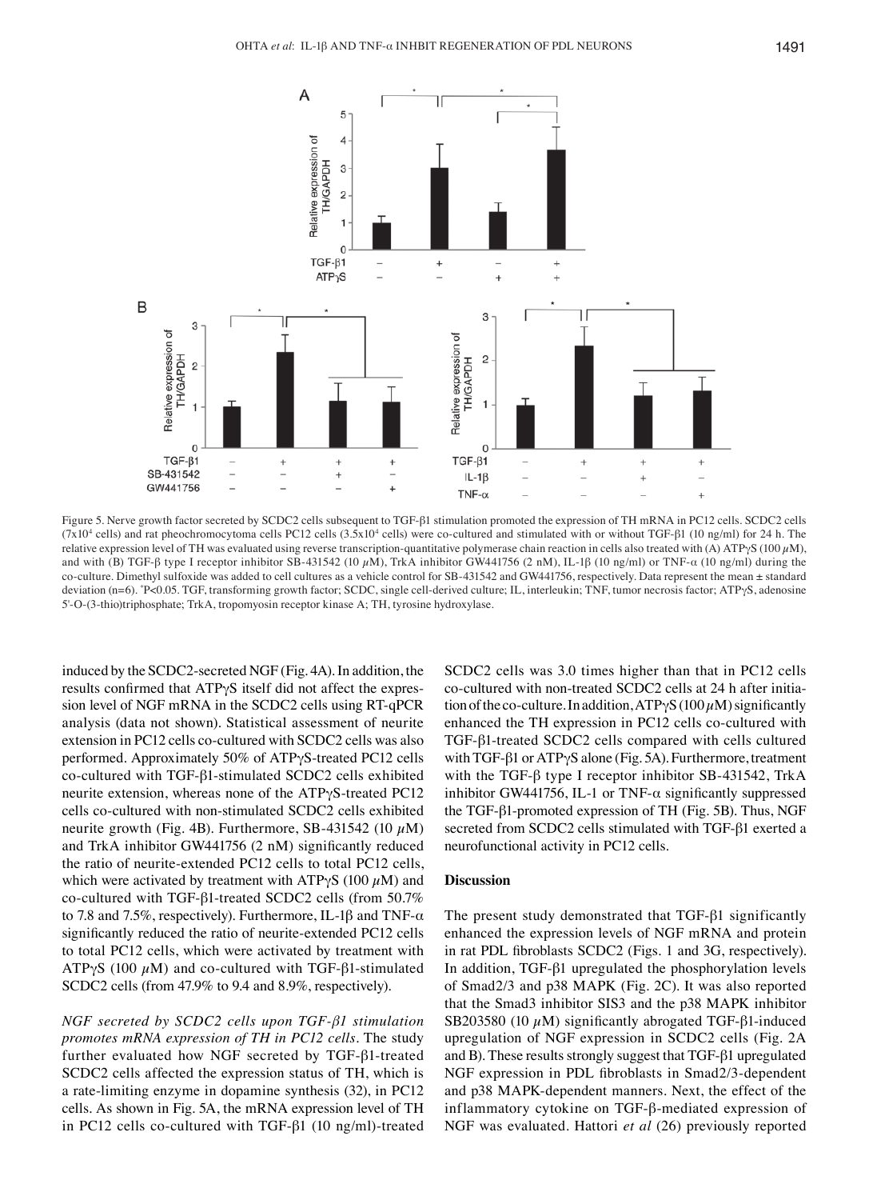Figure 5. Nerve growth factor secreted by SCDC2 cells subsequent to TGF-β1 stimulation promoted the expression of TH mRNA in PC12 cells. SCDC2 cells ($7x10^4$ cells) and rat pheochromocytoma cells PC12 cells ($3.5x10^4$ cells) were co-cultured and stimulated with or without TGF-β1 (10 ng/ml) for 24 h. The relative expression level of TH was evaluated using reverse transcription-quantitative polymerase chain reaction in cells also treated with (A) ATPγS (100 µM), and with (B) TGF-β type I receptor inhibitor SB-431542 (10 µM), TrkA inhibitor GW441756 (2 nM), IL-1β (10 ng/ml) or TNF-α (10 ng/ml) during the co-culture. Dimethyl sulfoxide was added to cell cultures as a vehicle control for SB-431542 and GW441756, respectively. Data represent the mean ± standard deviation (n=6). *P<0.05. TGF, transforming growth factor; SCDC, single cell-derived culture; IL, interleukin; TNF, tumor necrosis factor; ATPγS, adenosine 5'-O-(3-thio)triphosphate; TrkA, tropomyosin receptor kinase A; TH, tyrosine hydroxylase.

induced by the SCDC2-secreted NGF (Fig. 4A). In addition, the results confirmed that ATPγS itself did not affect the expression level of NGF mRNA in the SCDC2 cells using RT-qPCR analysis (data not shown). Statistical assessment of neurite extension in PC12 cells co-cultured with SCDC2 cells was also performed. Approximately 50% of ATPγS-treated PC12 cells co-cultured with TGF-β1-stimulated SCDC2 cells exhibited neurite extension, whereas none of the ATPγS-treated PC12 cells co-cultured with non-stimulated SCDC2 cells exhibited neurite growth (Fig. 4B). Furthermore, SB-431542 (10 µM) and TrkA inhibitor GW441756 (2 nM) significantly reduced the ratio of neurite-extended PC12 cells to total PC12 cells, which were activated by treatment with ATPγS (100 µM) and co-cultured with TGF-β1-treated SCDC2 cells (from 50.7% to 7.8 and 7.5%, respectively). Furthermore, IL-1β and TNF-α significantly reduced the ratio of neurite-extended PC12 cells to total PC12 cells, which were activated by treatment with ATPγS (100 µM) and co-cultured with TGF-β1-stimulated SCDC2 cells (from 47.9% to 9.4 and 8.9%, respectively).

*NGF secreted by SCDC2 cells upon TGF-β1 stimulation promotes mRNA expression of TH in PC12 cells.* The study further evaluated how NGF secreted by TGF-β1-treated SCDC2 cells affected the expression status of TH, which is a rate-limiting enzyme in dopamine synthesis (32), in PC12 cells. As shown in Fig. 5A, the mRNA expression level of TH in PC12 cells co-cultured with TGF-β1 (10 ng/ml)-treated SCDC2 cells was 3.0 times higher than that in PC12 cells co-cultured with non-treated SCDC2 cells at 24 h after initiation of the co-culture. In addition, ATPγS (100 µM) significantly enhanced the TH expression in PC12 cells co-cultured with TGF-β1-treated SCDC2 cells compared with cells cultured with TGF-β1 or ATPγS alone (Fig. 5A). Furthermore, treatment with the TGF-β type I receptor inhibitor SB-431542, TrkA inhibitor GW441756, IL-1 or TNF-α significantly suppressed the TGF-β1-promoted expression of TH (Fig. 5B). Thus, NGF secreted from SCDC2 cells stimulated with TGF-β1 exerted a neurofunctional activity in PC12 cells.

## Discussion

The present study demonstrated that TGF-β1 significantly enhanced the expression levels of NGF mRNA and protein in rat PDL fibroblasts SCDC2 (Figs. 1 and 3G, respectively). In addition, TGF-β1 upregulated the phosphorylation levels of Smad2/3 and p38 MAPK (Fig. 2C). It was also reported that the Smad3 inhibitor SIS3 and the p38 MAPK inhibitor SB203580 (10 µM) significantly abrogated TGF-β1-induced upregulation of NGF expression in SCDC2 cells (Fig. 2A and B). These results strongly suggest that TGF-β1 upregulated NGF expression in PDL fibroblasts in Smad2/3-dependent and p38 MAPK-dependent manners. Next, the effect of the inflammatory cytokine on TGF-β-mediated expression of NGF was evaluated. Hattori *et al* (26) previously reported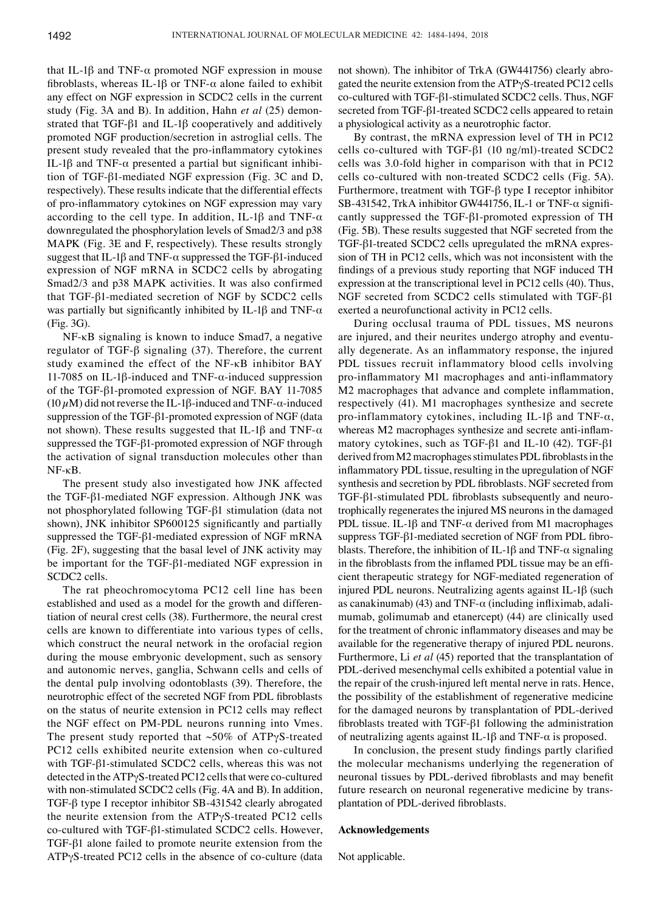that IL-1β and TNF-α promoted NGF expression in mouse fibroblasts, whereas IL-1β or TNF-α alone failed to exhibit any effect on NGF expression in SCDC2 cells in the current study (Fig. 3A and B). In addition, Hahn *et al* (25) demonstrated that TGF-β1 and IL-1β cooperatively and additively promoted NGF production/secretion in astroglial cells. The present study revealed that the pro-inflammatory cytokines IL-1β and TNF-α presented a partial but significant inhibition of TGF-β1-mediated NGF expression (Fig. 3C and D, respectively). These results indicate that the differential effects of pro-inflammatory cytokines on NGF expression may vary according to the cell type. In addition, IL-1β and TNF-α downregulated the phosphorylation levels of Smad2/3 and p38 MAPK (Fig. 3E and F, respectively). These results strongly suggest that IL-1β and TNF-α suppressed the TGF-β1-induced expression of NGF mRNA in SCDC2 cells by abrogating Smad2/3 and p38 MAPK activities. It was also confirmed that TGF-β1-mediated secretion of NGF by SCDC2 cells was partially but significantly inhibited by IL-1β and TNF-α (Fig. 3G).

NF-κB signaling is known to induce Smad7, a negative regulator of TGF-β signaling (37). Therefore, the current study examined the effect of the NF-κB inhibitor BAY 11-7085 on IL-1β-induced and TNF-α-induced suppression of the TGF-β1-promoted expression of NGF. BAY 11-7085 (10 μM) did not reverse the IL-1β-induced and TNF-α-induced suppression of the TGF-β1-promoted expression of NGF (data not shown). These results suggested that IL-1β and TNF-α suppressed the TGF-β1-promoted expression of NGF through the activation of signal transduction molecules other than NF-κB.

The present study also investigated how JNK affected the TGF-β1-mediated NGF expression. Although JNK was not phosphorylated following TGF-β1 stimulation (data not shown), JNK inhibitor SP600125 significantly and partially suppressed the TGF-β1-mediated expression of NGF mRNA (Fig. 2F), suggesting that the basal level of JNK activity may be important for the TGF-β1-mediated NGF expression in SCDC2 cells.

The rat pheochromocytoma PC12 cell line has been established and used as a model for the growth and differentiation of neural crest cells (38). Furthermore, the neural crest cells are known to differentiate into various types of cells, which construct the neural network in the orofacial region during the mouse embryonic development, such as sensory and autonomic nerves, ganglia, Schwann cells and cells of the dental pulp involving odontoblasts (39). Therefore, the neurotrophic effect of the secreted NGF from PDL fibroblasts on the status of neurite extension in PC12 cells may reflect the NGF effect on PM-PDL neurons running into Vmes. The present study reported that ~50% of ATPγS-treated PC12 cells exhibited neurite extension when co-cultured with TGF-β1-stimulated SCDC2 cells, whereas this was not detected in the ATPγS-treated PC12 cells that were co-cultured with non-stimulated SCDC2 cells (Fig. 4A and B). In addition, TGF-β type I receptor inhibitor SB-431542 clearly abrogated the neurite extension from the ATPγS-treated PC12 cells co-cultured with TGF-β1-stimulated SCDC2 cells. However, TGF-β1 alone failed to promote neurite extension from the ATPγS-treated PC12 cells in the absence of co-culture (data not shown). The inhibitor of TrkA (GW441756) clearly abrogated the neurite extension from the ATPγS-treated PC12 cells co-cultured with TGF-β1-stimulated SCDC2 cells. Thus, NGF secreted from TGF-β1-treated SCDC2 cells appeared to retain a physiological activity as a neurotrophic factor.

By contrast, the mRNA expression level of TH in PC12 cells co-cultured with TGF-β1 (10 ng/ml)-treated SCDC2 cells was 3.0-fold higher in comparison with that in PC12 cells co-cultured with non-treated SCDC2 cells (Fig. 5A). Furthermore, treatment with TGF-β type I receptor inhibitor SB-431542, TrkA inhibitor GW441756, IL-1 or TNF-α significantly suppressed the TGF-β1-promoted expression of TH (Fig. 5B). These results suggested that NGF secreted from the TGF-β1-treated SCDC2 cells upregulated the mRNA expression of TH in PC12 cells, which was not inconsistent with the findings of a previous study reporting that NGF induced TH expression at the transcriptional level in PC12 cells (40). Thus, NGF secreted from SCDC2 cells stimulated with TGF-β1 exerted a neurofunctional activity in PC12 cells.

During occlusal trauma of PDL tissues, MS neurons are injured, and their neurites undergo atrophy and eventually degenerate. As an inflammatory response, the injured PDL tissues recruit inflammatory blood cells involving pro-inflammatory M1 macrophages and anti-inflammatory M2 macrophages that advance and complete inflammation, respectively (41). M1 macrophages synthesize and secrete pro-inflammatory cytokines, including IL-1β and TNF-α, whereas M2 macrophages synthesize and secrete anti-inflammatory cytokines, such as TGF-β1 and IL-10 (42). TGF-β1 derived from M2 macrophages stimulates PDL fibroblasts in the inflammatory PDL tissue, resulting in the upregulation of NGF synthesis and secretion by PDL fibroblasts. NGF secreted from TGF-β1-stimulated PDL fibroblasts subsequently and neurotrophically regenerates the injured MS neurons in the damaged PDL tissue. IL-1β and TNF-α derived from M1 macrophages suppress TGF-β1-mediated secretion of NGF from PDL fibroblasts. Therefore, the inhibition of IL-1β and TNF-α signaling in the fibroblasts from the inflamed PDL tissue may be an efficient therapeutic strategy for NGF-mediated regeneration of injured PDL neurons. Neutralizing agents against IL-1β (such as canakinumab) (43) and TNF-α (including infliximab, adalimumab, golimumab and etanercept) (44) are clinically used for the treatment of chronic inflammatory diseases and may be available for the regenerative therapy of injured PDL neurons. Furthermore, Li *et al* (45) reported that the transplantation of PDL-derived mesenchymal cells exhibited a potential value in the repair of the crush-injured left mental nerve in rats. Hence, the possibility of the establishment of regenerative medicine for the damaged neurons by transplantation of PDL-derived fibroblasts treated with TGF-β1 following the administration of neutralizing agents against IL-1β and TNF-α is proposed.

In conclusion, the present study findings partly clarified the molecular mechanisms underlying the regeneration of neuronal tissues by PDL-derived fibroblasts and may benefit future research on neuronal regenerative medicine by transplantation of PDL-derived fibroblasts.

## Acknowledgements

Not applicable.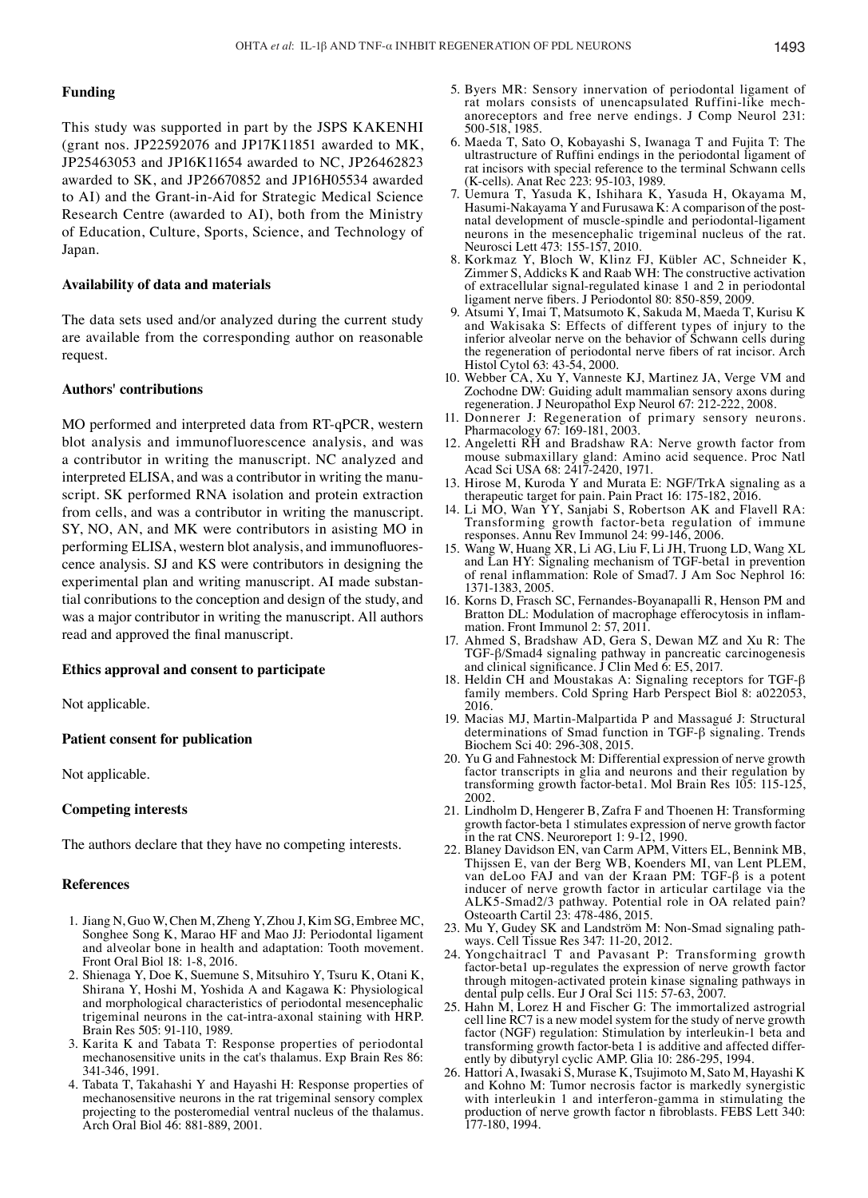## Funding

This study was supported in part by the JSPS KAKENHI (grant nos. JP22592076 and JP17K11851 awarded to MK, JP25463053 and JP16K11654 awarded to NC, JP26462823 awarded to SK, and JP26670852 and JP16H05534 awarded to AI) and the Grant-in-Aid for Strategic Medical Science Research Centre (awarded to AI), both from the Ministry of Education, Culture, Sports, Science, and Technology of Japan.

## Availability of data and materials

The data sets used and/or analyzed during the current study are available from the corresponding author on reasonable request.

## Authors' contributions

MO performed and interpreted data from RT-qPCR, western blot analysis and immunofluorescence analysis, and was a contributor in writing the manuscript. NC analyzed and interpreted ELISA, and was a contributor in writing the manuscript. SK performed RNA isolation and protein extraction from cells, and was a contributor in writing the manuscript. SY, NO, AN, and MK were contributors in asisting MO in performing ELISA, western blot analysis, and immunofluorescence analysis. SJ and KS were contributors in designing the experimental plan and writing manuscript. AI made substantial conributions to the conception and design of the study, and was a major contributor in writing the manuscript. All authors read and approved the final manuscript.

## Ethics approval and consent to participate

Not applicable.

## Patient consent for publication

Not applicable.

## Competing interests

The authors declare that they have no competing interests.

## References

1. Jiang N, Guo W, Chen M, Zheng Y, Zhou J, Kim SG, Embree MC, Songhee Song K, Marao HF and Mao JJ: Periodontal ligament and alveolar bone in health and adaptation: Tooth movement. Front Oral Biol 18: 1-8, 2016.
2. Shienaga Y, Doe K, Suemune S, Mitsuhiro Y, Tsuru K, Otani K, Shirana Y, Hoshi M, Yoshida A and Kagawa K: Physiological and morphological characteristics of periodontal mesencephalic trigeminal neurons in the cat-intra-axonal staining with HRP. Brain Res 505: 91-110, 1989.
3. Karita K and Tabata T: Response properties of periodontal mechanosensitive units in the cat's thalamus. Exp Brain Res 86: 341-346, 1991.
4. Tabata T, Takahashi Y and Hayashi H: Response properties of mechanosensitive neurons in the rat trigeminal sensory complex projecting to the posteromedial ventral nucleus of the thalamus. Arch Oral Biol 46: 881-889, 2001.
5. Byers MR: Sensory innervation of periodontal ligament of rat molars consists of unencapsulated Ruffini-like mechanoreceptors and free nerve endings. J Comp Neurol 231: 500-518, 1985.
6. Maeda T, Sato O, Kobayashi S, Iwanaga T and Fujita T: The ultrastructure of Ruffini endings in the periodontal ligament of rat incisors with special reference to the terminal Schwann cells (K-cells). Anat Rec 223: 95-103, 1989.
7. Uemura T, Yasuda K, Ishihara K, Yasuda H, Okayama M, Hasumi-Nakayama Y and Furusawa K: A comparison of the postnatal development of muscle-spindle and periodontal-ligament neurons in the mesencephalic trigeminal nucleus of the rat. Neurosci Lett 473: 155-157, 2010.
8. Korkmaz Y, Bloch W, Klinz FJ, Kübler AC, Schneider K, Zimmer S, Addicks K and Raab WH: The constructive activation of extracellular signal-regulated kinase 1 and 2 in periodontal ligament nerve fibers. J Periodontol 80: 850-859, 2009.
9. Atsumi Y, Imai T, Matsumoto K, Sakuda M, Maeda T, Kurisu K and Wakisaka S: Effects of different types of injury to the inferior alveolar nerve on the behavior of Schwann cells during the regeneration of periodontal nerve fibers of rat incisor. Arch Histol Cytol 63: 43-54, 2000.
10. Webber CA, Xu Y, Vanneste KJ, Martinez JA, Verge VM and Zochodne DW: Guiding adult mammalian sensory axons during regeneration. J Neuropathol Exp Neurol 67: 212-222, 2008.
11. Donnerer J: Regeneration of primary sensory neurons. Pharmacology 67: 169-181, 2003.
12. Angeletti RH and Bradshaw RA: Nerve growth factor from mouse submaxillary gland: Amino acid sequence. Proc Natl Acad Sci USA 68: 2417-2420, 1971.
13. Hirose M, Kuroda Y and Murata E: NGF/TrkA signaling as a therapeutic target for pain. Pain Pract 16: 175-182, 2016.
14. Li MO, Wan YY, Sanjabi S, Robertson AK and Flavell RA: Transforming growth factor-beta regulation of immune responses. Annu Rev Immunol 24: 99-146, 2006.
15. Wang W, Huang XR, Li AG, Liu F, Li JH, Truong LD, Wang XL and Lan HY: Signaling mechanism of TGF-beta1 in prevention of renal inflammation: Role of Smad7. J Am Soc Nephrol 16: 1371-1383, 2005.
16. Korns D, Frasch SC, Fernandes-Boyanapalli R, Henson PM and Bratton DL: Modulation of macrophage efferocytosis in inflammation. Front Immunol 2: 57, 2011.
17. Ahmed S, Bradshaw AD, Gera S, Dewan MZ and Xu R: The TGF-β/Smad4 signaling pathway in pancreatic carcinogenesis and clinical significance. J Clin Med 6: E5, 2017.
18. Heldin CH and Moustakas A: Signaling receptors for TGF-β family members. Cold Spring Harb Perspect Biol 8: a022053, 2016.
19. Macias MJ, Martin-Malpartida P and Massagué J: Structural determinations of Smad function in TGF-β signaling. Trends Biochem Sci 40: 296-308, 2015.
20. Yu G and Fahnestock M: Differential expression of nerve growth factor transcripts in glia and neurons and their regulation by transforming growth factor-beta1. Mol Brain Res 105: 115-125, 2002.
21. Lindholm D, Hengerer B, Zafra F and Thoenen H: Transforming growth factor-beta 1 stimulates expression of nerve growth factor in the rat CNS. Neuroreport 1: 9-12, 1990.
22. Blaney Davidson EN, van Carm APM, Vitters EL, Bennink MB, Thijssen E, van der Berg WB, Koenders MI, van Lent PLEM, van deLoo FAJ and van der Kraan PM: TGF-β is a potent inducer of nerve growth factor in articular cartilage via the ALK5-Smad2/3 pathway. Potential role in OA related pain? Osteoarth Cartil 23: 478-486, 2015.
23. Mu Y, Gudey SK and Landström M: Non-Smad signaling pathways. Cell Tissue Res 347: 11-20, 2012.
24. Yongchaitracl T and Pavasant P: Transforming growth factor-beta1 up-regulates the expression of nerve growth factor through mitogen-activated protein kinase signaling pathways in dental pulp cells. Eur J Oral Sci 115: 57-63, 2007.
25. Hahn M, Lorez H and Fischer G: The immortalized astrogrial cell line RC7 is a new model system for the study of nerve growth factor (NGF) regulation: Stimulation by interleukin-1 beta and transforming growth factor-beta 1 is additive and affected differently by dibutyryl cyclic AMP. Glia 10: 286-295, 1994.
26. Hattori A, Iwasaki S, Murase K, Tsujimoto M, Sato M, Hayashi K and Kohno M: Tumor necrosis factor is markedly synergistic with interleukin 1 and interferon-gamma in stimulating the production of nerve growth factor n fibroblasts. FEBS Lett 340: 177-180, 1994.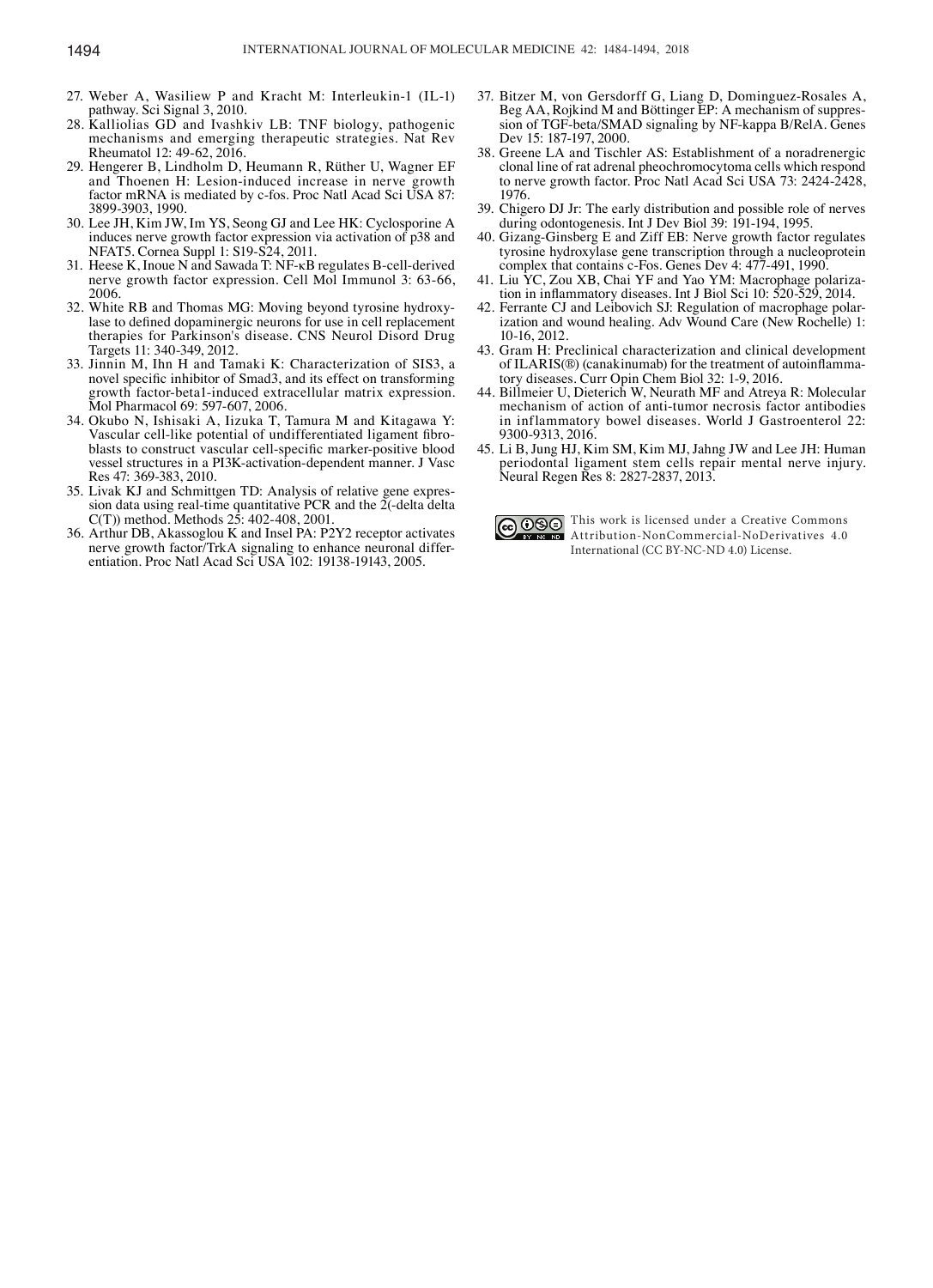27. Weber A, Wasiliew P and Kracht M: Interleukin-1 (IL-1) pathway. Sci Signal 3, 2010.
28. Kalliolias GD and Ivashkiv LB: TNF biology, pathogenic mechanisms and emerging therapeutic strategies. Nat Rev Rheumatol 12: 49-62, 2016.
29. Hengerer B, Lindholm D, Heumann R, Rüther U, Wagner EF and Thoenen H: Lesion-induced increase in nerve growth factor mRNA is mediated by c-fos. Proc Natl Acad Sci USA 87: 3899-3903, 1990.
30. Lee JH, Kim JW, Im YS, Seong GJ and Lee HK: Cyclosporine A induces nerve growth factor expression via activation of p38 and NFAT5. Cornea Suppl 1: S19-S24, 2011.
31. Heese K, Inoue N and Sawada T: NF-κB regulates B-cell-derived nerve growth factor expression. Cell Mol Immunol 3: 63-66, 2006.
32. White RB and Thomas MG: Moving beyond tyrosine hydroxylase to defined dopaminergic neurons for use in cell replacement therapies for Parkinson's disease. CNS Neurol Disord Drug Targets 11: 340-349, 2012.
33. Jinnin M, Ihn H and Tamaki K: Characterization of SIS3, a novel specific inhibitor of Smad3, and its effect on transforming growth factor-beta1-induced extracellular matrix expression. Mol Pharmacol 69: 597-607, 2006.
34. Okubo N, Ishisaki A, Iizuka T, Tamura M and Kitagawa Y: Vascular cell-like potential of undifferentiated ligament fibroblasts to construct vascular cell-specific marker-positive blood vessel structures in a PI3K-activation-dependent manner. J Vasc Res 47: 369-383, 2010.
35. Livak KJ and Schmittgen TD: Analysis of relative gene expression data using real-time quantitative PCR and the 2(-delta delta C(T)) method. Methods 25: 402-408, 2001.
36. Arthur DB, Akassoglou K and Insel PA: P2Y2 receptor activates nerve growth factor/TrkA signaling to enhance neuronal differentiation. Proc Natl Acad Sci USA 102: 19138-19143, 2005.
37. Bitzer M, von Gersdorff G, Liang D, Dominguez-Rosales A, Beg AA, Rojkind M and Böttinger EP: A mechanism of suppression of TGF-beta/SMAD signaling by NF-kappa B/RelA. Genes Dev 15: 187-197, 2000.
38. Greene LA and Tischler AS: Establishment of a noradrenergic clonal line of rat adrenal pheochromocytoma cells which respond to nerve growth factor. Proc Natl Acad Sci USA 73: 2424-2428, 1976.
39. Chigero DJ Jr: The early distribution and possible role of nerves during odontogenesis. Int J Dev Biol 39: 191-194, 1995.
40. Gizang-Ginsberg E and Ziff EB: Nerve growth factor regulates tyrosine hydroxylase gene transcription through a nucleoprotein complex that contains c-Fos. Genes Dev 4: 477-491, 1990.
41. Liu YC, Zou XB, Chai YF and Yao YM: Macrophage polarization in inflammatory diseases. Int J Biol Sci 10: 520-529, 2014.
42. Ferrante CJ and Leibovich SJ: Regulation of macrophage polarization and wound healing. Adv Wound Care (New Rochelle) 1: 10-16, 2012.
43. Gram H: Preclinical characterization and clinical development of ILARIS(®) (canakinumab) for the treatment of autoinflammatory diseases. Curr Opin Chem Biol 32: 1-9, 2016.
44. Billmeier U, Dieterich W, Neurath MF and Atreya R: Molecular mechanism of action of anti-tumor necrosis factor antibodies in inflammatory bowel diseases. World J Gastroenterol 22: 9300-9313, 2016.
45. Li B, Jung HJ, Kim SM, Kim MJ, Jahng JW and Lee JH: Human periodontal ligament stem cells repair mental nerve injury. Neural Regen Res 8: 2827-2837, 2013.

This work is licensed under a Creative Commons Attribution-NonCommercial-NoDerivatives 4.0 International (CC BY-NC-ND 4.0) License.